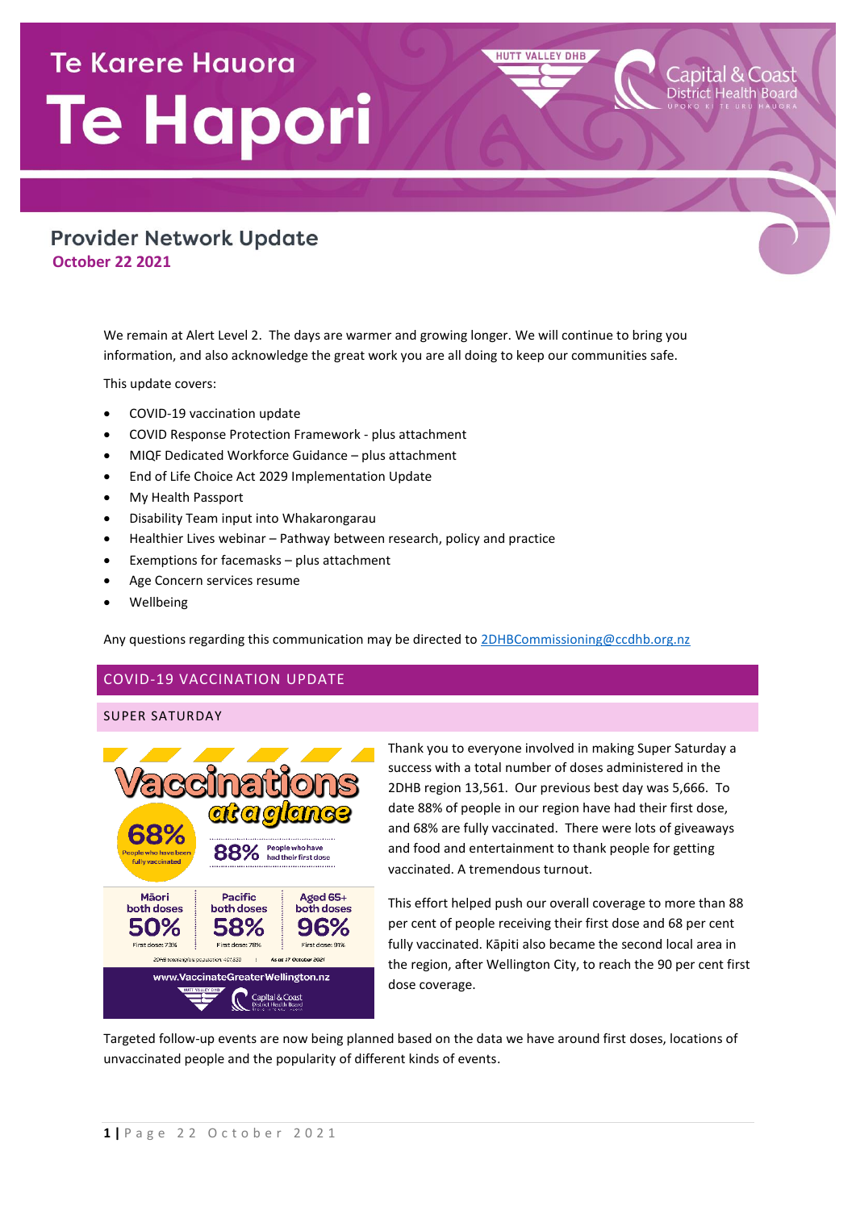# Te Karere Hauora Te Hapori

## Provider Network Update

**October 22 2021**

We remain at Alert Level 2. The days are warmer and growing longer. We will continue to bring you information, and also acknowledge the great work you are all doing to keep our communities safe.

This update covers:

- COVID-19 vaccination update
- COVID Response Protection Framework - plus attachment
- MIQF Dedicated Workforce Guidance – plus attachment
- End of Life Choice Act 2029 Implementation Update
- My Health Passport
- Disability Team input into Whakarongarau
- Healthier Lives webinar – Pathway between research, policy and practice
- Exemptions for facemasks – plus attachment
- Age Concern services resume
- Wellbeing

Any questions regarding this communication may be directed to 2DHBCommissioning@ccdhb.org.nz

## COVID-19 VACCINATION UPDATE

### SUPER SATURDAY

Vaccinations at a glance

68% People who have been fully vaccinated

88% People who have had their first dose

| Māori both doses | Pacific both doses | Aged 65+ both doses |
| --- | --- | --- |
| 50% | 58% | 96% |
| First dose: 73% | First dose: 78% | First dose: 91% |

2DHB total eligible population 401,850 | As at 17 October 2021

www.VaccinateGreaterWellington.nz

Thank you to everyone involved in making Super Saturday a success with a total number of doses administered in the 2DHB region 13,561. Our previous best day was 5,666. To date 88% of people in our region have had their first dose, and 68% are fully vaccinated. There were lots of giveaways and food and entertainment to thank people for getting vaccinated. A tremendous turnout.

This effort helped push our overall coverage to more than 88 per cent of people receiving their first dose and 68 per cent fully vaccinated. Kāpiti also became the second local area in the region, after Wellington City, to reach the 90 per cent first dose coverage.

Targeted follow-up events are now being planned based on the data we have around first doses, locations of unvaccinated people and the popularity of different kinds of events.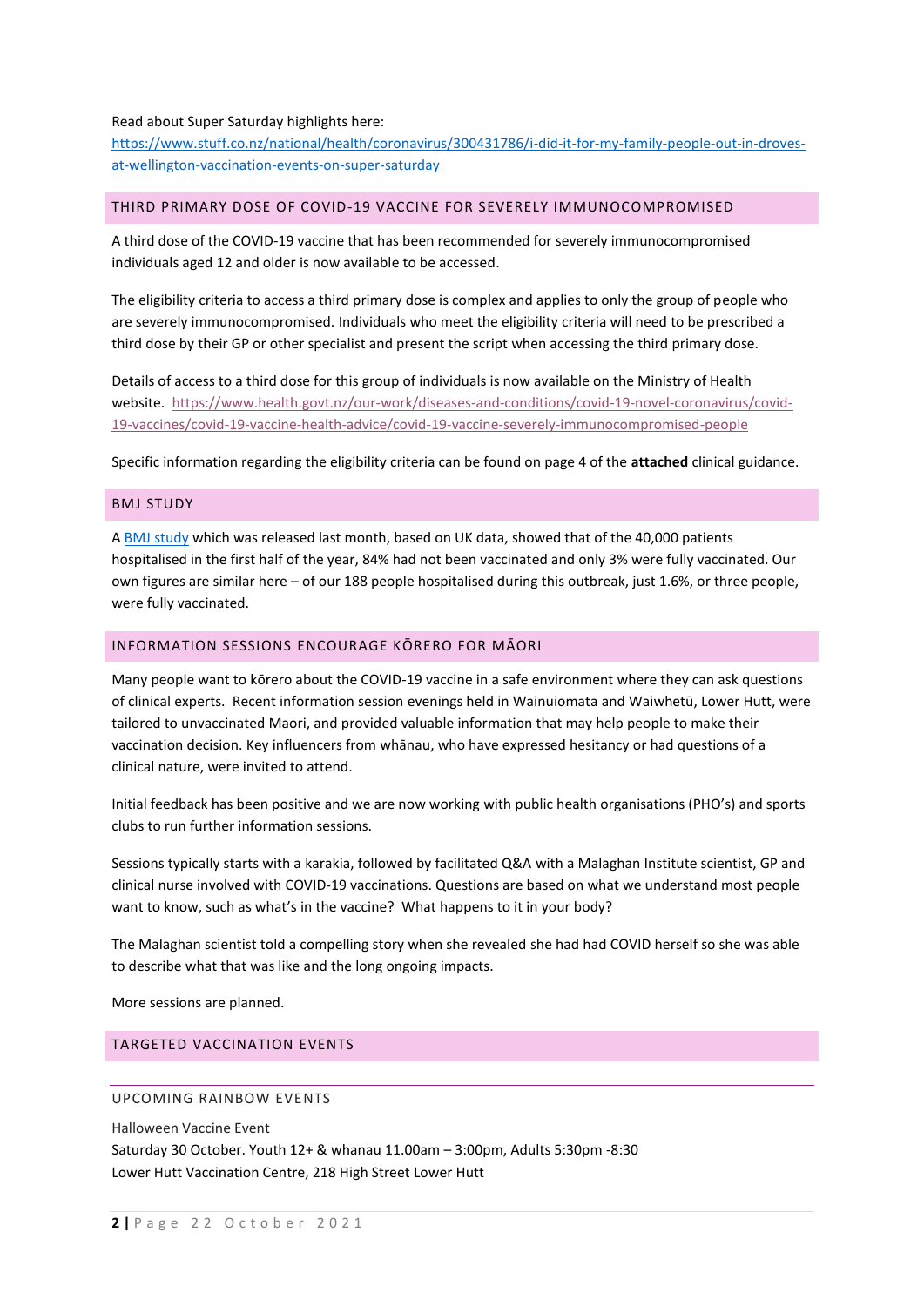Read about Super Saturday highlights here:
[https://www.stuff.co.nz/national/health/coronavirus/300431786/i-did-it-for-my-family-people-out-in-droves-at-wellington-vaccination-events-on-super-saturday](https://www.stuff.co.nz/national/health/coronavirus/300431786/i-did-it-for-my-family-people-out-in-droves-at-wellington-vaccination-events-on-super-saturday)

## THIRD PRIMARY DOSE OF COVID-19 VACCINE FOR SEVERELY IMMUNOCOMPROMISED

A third dose of the COVID-19 vaccine that has been recommended for severely immunocompromised individuals aged 12 and older is now available to be accessed.

The eligibility criteria to access a third primary dose is complex and applies to only the group of people who are severely immunocompromised. Individuals who meet the eligibility criteria will need to be prescribed a third dose by their GP or other specialist and present the script when accessing the third primary dose.

Details of access to a third dose for this group of individuals is now available on the Ministry of Health website. [https://www.health.govt.nz/our-work/diseases-and-conditions/covid-19-novel-coronavirus/covid-19-vaccines/covid-19-vaccine-health-advice/covid-19-vaccine-severely-immunocompromised-people](https://www.health.govt.nz/our-work/diseases-and-conditions/covid-19-novel-coronavirus/covid-19-vaccines/covid-19-vaccine-health-advice/covid-19-vaccine-severely-immunocompromised-people)

Specific information regarding the eligibility criteria can be found on page 4 of the **attached** clinical guidance.

## BMJ STUDY

A BMJ study which was released last month, based on UK data, showed that of the 40,000 patients hospitalised in the first half of the year, 84% had not been vaccinated and only 3% were fully vaccinated. Our own figures are similar here – of our 188 people hospitalised during this outbreak, just 1.6%, or three people, were fully vaccinated.

## INFORMATION SESSIONS ENCOURAGE KŌRERO FOR MĀORI

Many people want to kōrero about the COVID-19 vaccine in a safe environment where they can ask questions of clinical experts. Recent information session evenings held in Wainuiomata and Waiwhetū, Lower Hutt, were tailored to unvaccinated Maori, and provided valuable information that may help people to make their vaccination decision. Key influencers from whānau, who have expressed hesitancy or had questions of a clinical nature, were invited to attend.

Initial feedback has been positive and we are now working with public health organisations (PHO's) and sports clubs to run further information sessions.

Sessions typically starts with a karakia, followed by facilitated Q&A with a Malaghan Institute scientist, GP and clinical nurse involved with COVID-19 vaccinations. Questions are based on what we understand most people want to know, such as what's in the vaccine? What happens to it in your body?

The Malaghan scientist told a compelling story when she revealed she had had COVID herself so she was able to describe what that was like and the long ongoing impacts.

More sessions are planned.

## TARGETED VACCINATION EVENTS

### UPCOMING RAINBOW EVENTS

Halloween Vaccine Event
Saturday 30 October. Youth 12+ & whanau 11.00am – 3:00pm, Adults 5:30pm -8:30
Lower Hutt Vaccination Centre, 218 High Street Lower Hutt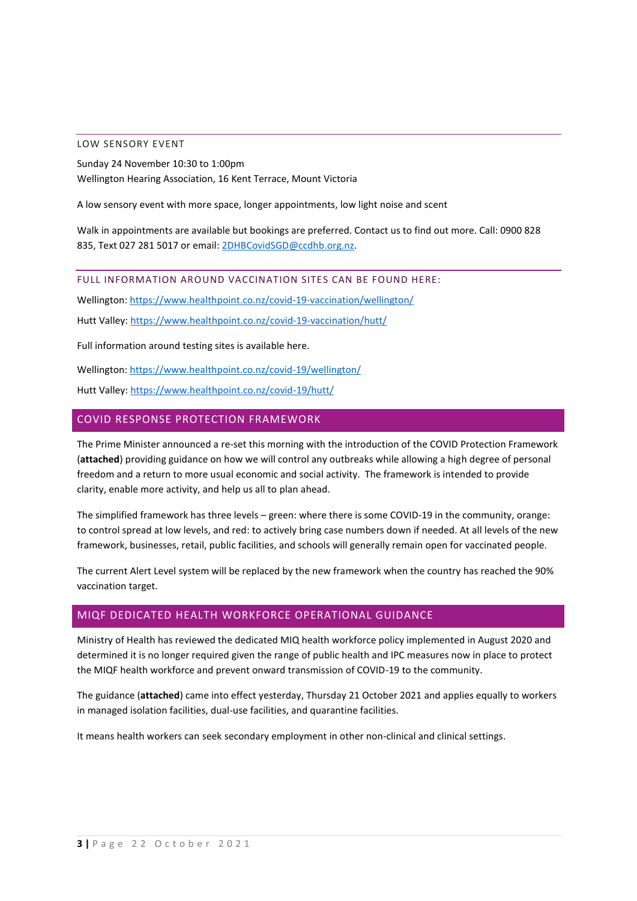### LOW SENSORY EVENT

Sunday 24 November 10:30 to 1:00pm
Wellington Hearing Association, 16 Kent Terrace, Mount Victoria

A low sensory event with more space, longer appointments, low light noise and scent

Walk in appointments are available but bookings are preferred. Contact us to find out more. Call: 0900 828 835, Text 027 281 5017 or email: [2DHBCovidSGD@ccdhb.org.nz](mailto:2DHBCovidSGD@ccdhb.org.nz).

### FULL INFORMATION AROUND VACCINATION SITES CAN BE FOUND HERE:

Wellington: [https://www.healthpoint.co.nz/covid-19-vaccination/wellington/](https://www.healthpoint.co.nz/covid-19-vaccination/wellington/)

Hutt Valley: [https://www.healthpoint.co.nz/covid-19-vaccination/hutt/](https://www.healthpoint.co.nz/covid-19-vaccination/hutt/)

Full information around testing sites is available here.

Wellington: [https://www.healthpoint.co.nz/covid-19/wellington/](https://www.healthpoint.co.nz/covid-19/wellington/)

Hutt Valley: [https://www.healthpoint.co.nz/covid-19/hutt/](https://www.healthpoint.co.nz/covid-19/hutt/)

## COVID RESPONSE PROTECTION FRAMEWORK

The Prime Minister announced a re-set this morning with the introduction of the COVID Protection Framework (**attached**) providing guidance on how we will control any outbreaks while allowing a high degree of personal freedom and a return to more usual economic and social activity. The framework is intended to provide clarity, enable more activity, and help us all to plan ahead.

The simplified framework has three levels – green: where there is some COVID-19 in the community, orange: to control spread at low levels, and red: to actively bring case numbers down if needed. At all levels of the new framework, businesses, retail, public facilities, and schools will generally remain open for vaccinated people.

The current Alert Level system will be replaced by the new framework when the country has reached the 90% vaccination target.

## MIQF DEDICATED HEALTH WORKFORCE OPERATIONAL GUIDANCE

Ministry of Health has reviewed the dedicated MIQ health workforce policy implemented in August 2020 and determined it is no longer required given the range of public health and IPC measures now in place to protect the MIQF health workforce and prevent onward transmission of COVID-19 to the community.

The guidance (**attached**) came into effect yesterday, Thursday 21 October 2021 and applies equally to workers in managed isolation facilities, dual-use facilities, and quarantine facilities.

It means health workers can seek secondary employment in other non-clinical and clinical settings.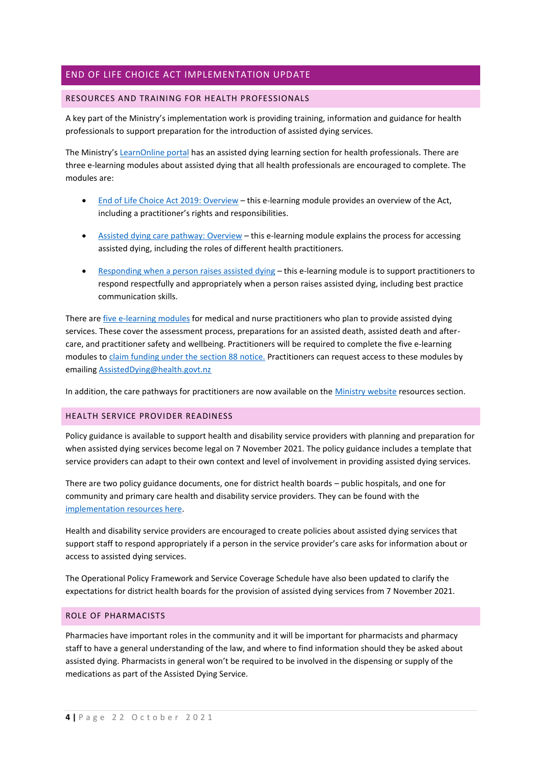# END OF LIFE CHOICE ACT IMPLEMENTATION UPDATE

## RESOURCES AND TRAINING FOR HEALTH PROFESSIONALS

A key part of the Ministry's implementation work is providing training, information and guidance for health professionals to support preparation for the introduction of assisted dying services.

The Ministry's LearnOnline portal has an assisted dying learning section for health professionals. There are three e-learning modules about assisted dying that all health professionals are encouraged to complete. The modules are:

- End of Life Choice Act 2019: Overview – this e-learning module provides an overview of the Act, including a practitioner's rights and responsibilities.
- Assisted dying care pathway: Overview – this e-learning module explains the process for accessing assisted dying, including the roles of different health practitioners.
- Responding when a person raises assisted dying – this e-learning module is to support practitioners to respond respectfully and appropriately when a person raises assisted dying, including best practice communication skills.

There are five e-learning modules for medical and nurse practitioners who plan to provide assisted dying services. These cover the assessment process, preparations for an assisted death, assisted death and after-care, and practitioner safety and wellbeing. Practitioners will be required to complete the five e-learning modules to claim funding under the section 88 notice. Practitioners can request access to these modules by emailing AssistedDying@health.govt.nz

In addition, the care pathways for practitioners are now available on the Ministry website resources section.

## HEALTH SERVICE PROVIDER READINESS

Policy guidance is available to support health and disability service providers with planning and preparation for when assisted dying services become legal on 7 November 2021. The policy guidance includes a template that service providers can adapt to their own context and level of involvement in providing assisted dying services.

There are two policy guidance documents, one for district health boards – public hospitals, and one for community and primary care health and disability service providers. They can be found with the implementation resources here.

Health and disability service providers are encouraged to create policies about assisted dying services that support staff to respond appropriately if a person in the service provider's care asks for information about or access to assisted dying services.

The Operational Policy Framework and Service Coverage Schedule have also been updated to clarify the expectations for district health boards for the provision of assisted dying services from 7 November 2021.

## ROLE OF PHARMACISTS

Pharmacies have important roles in the community and it will be important for pharmacists and pharmacy staff to have a general understanding of the law, and where to find information should they be asked about assisted dying. Pharmacists in general won't be required to be involved in the dispensing or supply of the medications as part of the Assisted Dying Service.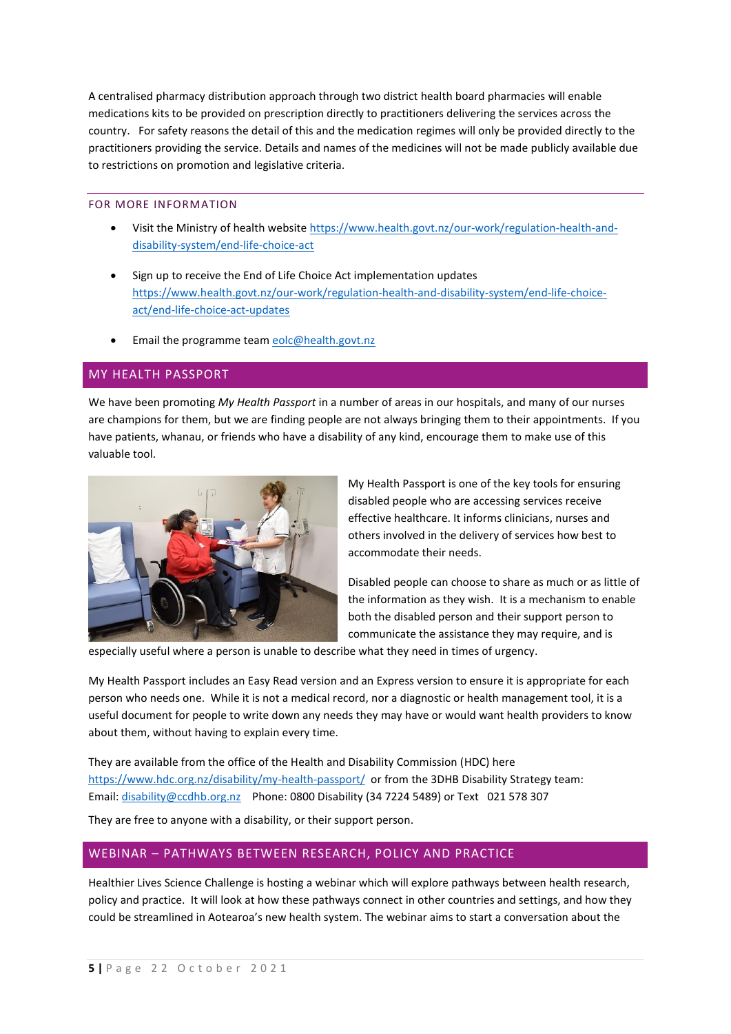A centralised pharmacy distribution approach through two district health board pharmacies will enable medications kits to be provided on prescription directly to practitioners delivering the services across the country. For safety reasons the detail of this and the medication regimes will only be provided directly to the practitioners providing the service. Details and names of the medicines will not be made publicly available due to restrictions on promotion and legislative criteria.

### FOR MORE INFORMATION

- Visit the Ministry of health website https://www.health.govt.nz/our-work/regulation-health-and-disability-system/end-life-choice-act
- Sign up to receive the End of Life Choice Act implementation updates https://www.health.govt.nz/our-work/regulation-health-and-disability-system/end-life-choice-act/end-life-choice-act-updates
- Email the programme team eolc@health.govt.nz

## MY HEALTH PASSPORT

We have been promoting *My Health Passport* in a number of areas in our hospitals, and many of our nurses are champions for them, but we are finding people are not always bringing them to their appointments. If you have patients, whanau, or friends who have a disability of any kind, encourage them to make use of this valuable tool.

My Health Passport is one of the key tools for ensuring disabled people who are accessing services receive effective healthcare. It informs clinicians, nurses and others involved in the delivery of services how best to accommodate their needs.

Disabled people can choose to share as much or as little of the information as they wish. It is a mechanism to enable both the disabled person and their support person to communicate the assistance they may require, and is especially useful where a person is unable to describe what they need in times of urgency.

My Health Passport includes an Easy Read version and an Express version to ensure it is appropriate for each person who needs one. While it is not a medical record, nor a diagnostic or health management tool, it is a useful document for people to write down any needs they may have or would want health providers to know about them, without having to explain every time.

They are available from the office of the Health and Disability Commission (HDC) here https://www.hdc.org.nz/disability/my-health-passport/ or from the 3DHB Disability Strategy team: Email: disability@ccdhb.org.nz Phone: 0800 Disability (34 7224 5489) or Text 021 578 307

They are free to anyone with a disability, or their support person.

## WEBINAR – PATHWAYS BETWEEN RESEARCH, POLICY AND PRACTICE

Healthier Lives Science Challenge is hosting a webinar which will explore pathways between health research, policy and practice. It will look at how these pathways connect in other countries and settings, and how they could be streamlined in Aotearoa's new health system. The webinar aims to start a conversation about the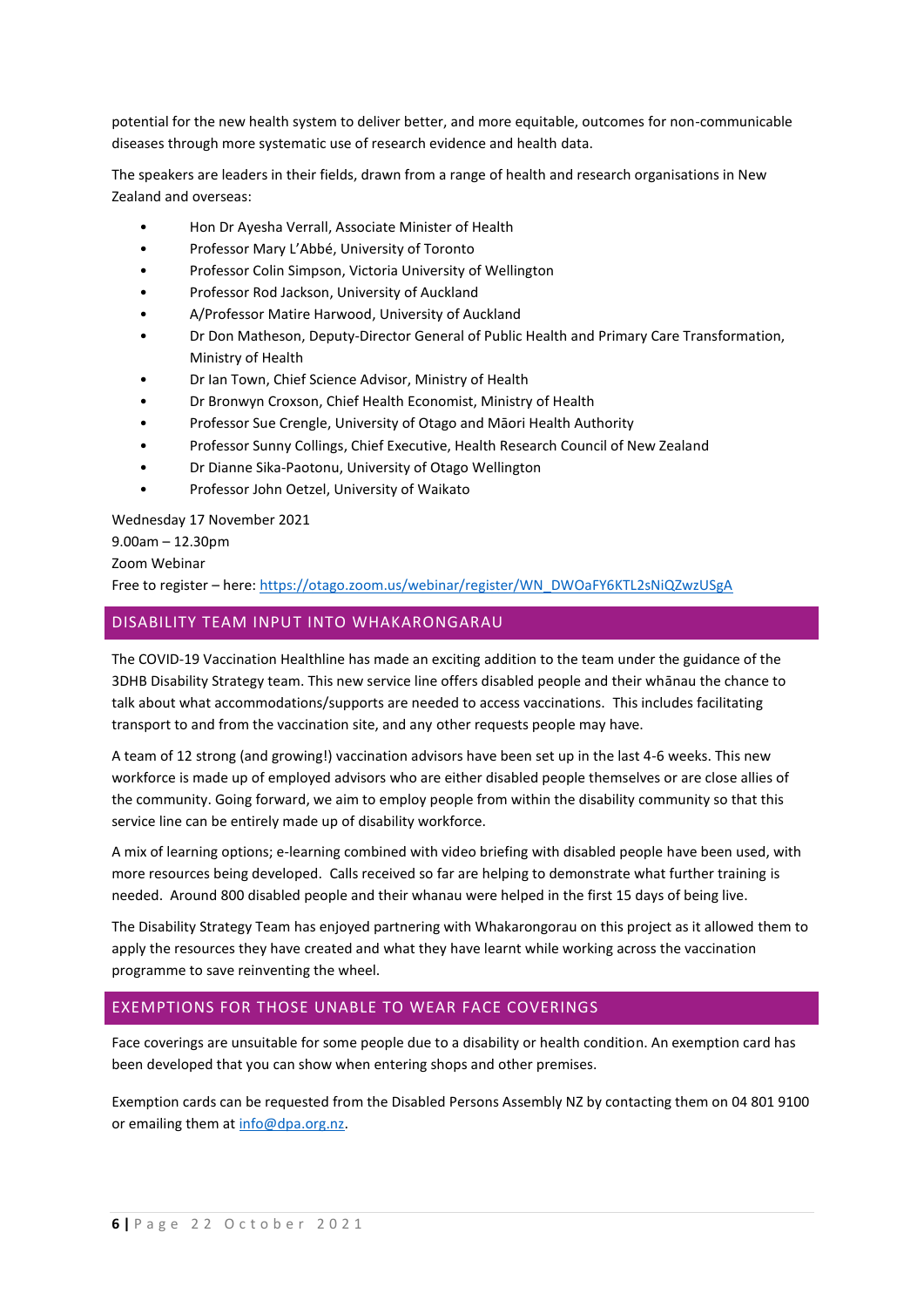potential for the new health system to deliver better, and more equitable, outcomes for non-communicable diseases through more systematic use of research evidence and health data.

The speakers are leaders in their fields, drawn from a range of health and research organisations in New Zealand and overseas:

- Hon Dr Ayesha Verrall, Associate Minister of Health
- Professor Mary L'Abbé, University of Toronto
- Professor Colin Simpson, Victoria University of Wellington
- Professor Rod Jackson, University of Auckland
- A/Professor Matire Harwood, University of Auckland
- Dr Don Matheson, Deputy-Director General of Public Health and Primary Care Transformation, Ministry of Health
- Dr Ian Town, Chief Science Advisor, Ministry of Health
- Dr Bronwyn Croxson, Chief Health Economist, Ministry of Health
- Professor Sue Crengle, University of Otago and Māori Health Authority
- Professor Sunny Collings, Chief Executive, Health Research Council of New Zealand
- Dr Dianne Sika-Paotonu, University of Otago Wellington
- Professor John Oetzel, University of Waikato

Wednesday 17 November 2021
9.00am – 12.30pm
Zoom Webinar
Free to register – here: https://otago.zoom.us/webinar/register/WN_DWOaFY6KTL2sNiQZwzUSgA

## DISABILITY TEAM INPUT INTO WHAKARONGARAU

The COVID-19 Vaccination Healthline has made an exciting addition to the team under the guidance of the 3DHB Disability Strategy team. This new service line offers disabled people and their whānau the chance to talk about what accommodations/supports are needed to access vaccinations. This includes facilitating transport to and from the vaccination site, and any other requests people may have.

A team of 12 strong (and growing!) vaccination advisors have been set up in the last 4-6 weeks. This new workforce is made up of employed advisors who are either disabled people themselves or are close allies of the community. Going forward, we aim to employ people from within the disability community so that this service line can be entirely made up of disability workforce.

A mix of learning options; e-learning combined with video briefing with disabled people have been used, with more resources being developed. Calls received so far are helping to demonstrate what further training is needed. Around 800 disabled people and their whanau were helped in the first 15 days of being live.

The Disability Strategy Team has enjoyed partnering with Whakarongorau on this project as it allowed them to apply the resources they have created and what they have learnt while working across the vaccination programme to save reinventing the wheel.

## EXEMPTIONS FOR THOSE UNABLE TO WEAR FACE COVERINGS

Face coverings are unsuitable for some people due to a disability or health condition. An exemption card has been developed that you can show when entering shops and other premises.

Exemption cards can be requested from the Disabled Persons Assembly NZ by contacting them on 04 801 9100 or emailing them at info@dpa.org.nz.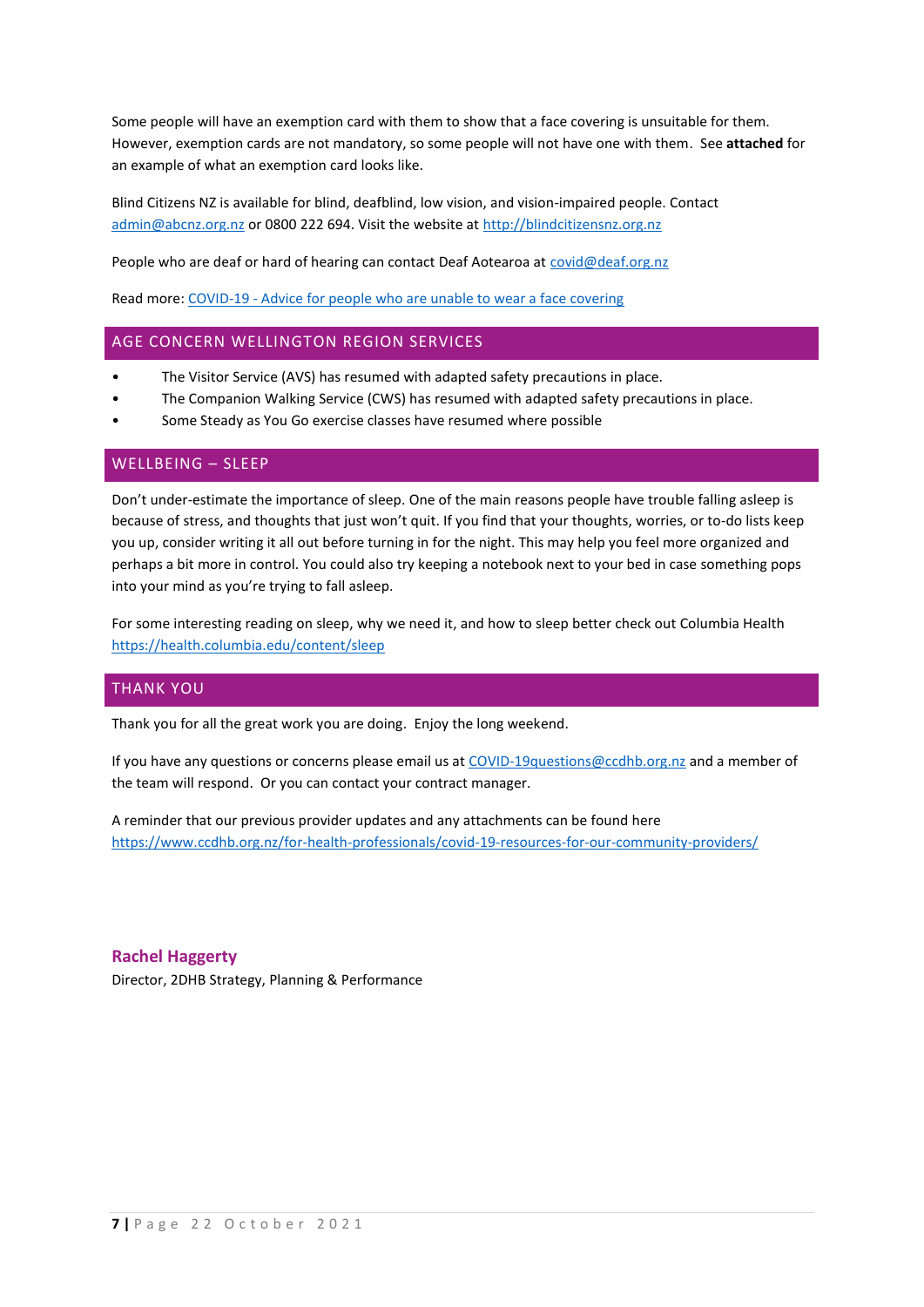Some people will have an exemption card with them to show that a face covering is unsuitable for them. However, exemption cards are not mandatory, so some people will not have one with them. See **attached** for an example of what an exemption card looks like.

Blind Citizens NZ is available for blind, deafblind, low vision, and vision-impaired people. Contact admin@abcnz.org.nz or 0800 222 694. Visit the website at http://blindcitizensnz.org.nz

People who are deaf or hard of hearing can contact Deaf Aotearoa at covid@deaf.org.nz

Read more: COVID-19 - Advice for people who are unable to wear a face covering

## AGE CONCERN WELLINGTON REGION SERVICES

- The Visitor Service (AVS) has resumed with adapted safety precautions in place.
- The Companion Walking Service (CWS) has resumed with adapted safety precautions in place.
- Some Steady as You Go exercise classes have resumed where possible

## WELLBEING – SLEEP

Don't under-estimate the importance of sleep. One of the main reasons people have trouble falling asleep is because of stress, and thoughts that just won't quit. If you find that your thoughts, worries, or to-do lists keep you up, consider writing it all out before turning in for the night. This may help you feel more organized and perhaps a bit more in control. You could also try keeping a notebook next to your bed in case something pops into your mind as you're trying to fall asleep.

For some interesting reading on sleep, why we need it, and how to sleep better check out Columbia Health https://health.columbia.edu/content/sleep

## THANK YOU

Thank you for all the great work you are doing. Enjoy the long weekend.

If you have any questions or concerns please email us at COVID-19questions@ccdhb.org.nz and a member of the team will respond. Or you can contact your contract manager.

A reminder that our previous provider updates and any attachments can be found here https://www.ccdhb.org.nz/for-health-professionals/covid-19-resources-for-our-community-providers/

**Rachel Haggerty**
Director, 2DHB Strategy, Planning & Performance